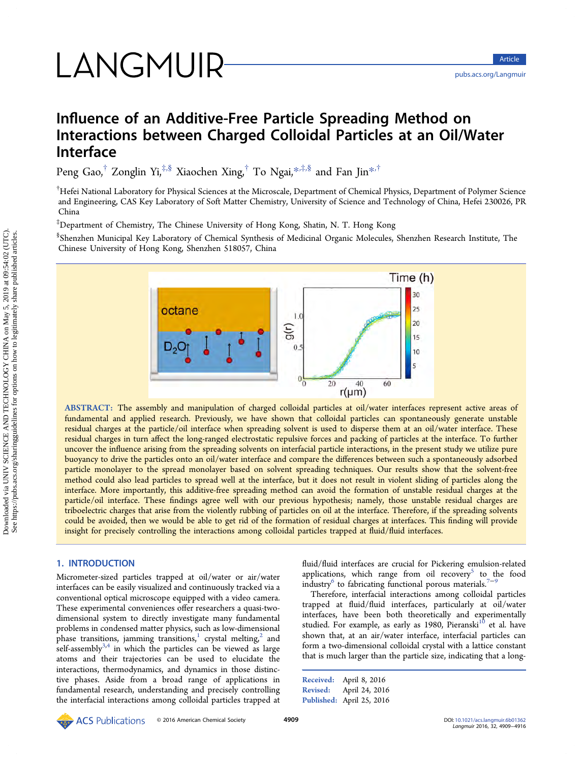# Influence of an Additive-Free Particle Spreading Method on Interactions between Charged Colloidal Particles at an Oil/Water Interface

Peng Gao,[†] Zonglin Yi,[‡,§] Xiaochen Xing,[†] To Ngai,[*,‡,§] and Fan Jin[*,†]

[†]Hefei National Laboratory for Physical Sciences at the Microscale, Department of Chemical Physics, Department of Polymer Science and Engineering, CAS Key Laboratory of Soft Matter Chemistry, University of Science and Technology of China, Hefei 230026, PR China

[‡]Department of Chemistry, The Chinese University of Hong Kong, Shatin, N. T. Hong Kong

[§]Shenzhen Municipal Key Laboratory of Chemical Synthesis of Medicinal Organic Molecules, Shenzhen Research Institute, The Chinese University of Hong Kong, Shenzhen 518057, China

**ABSTRACT:** The assembly and manipulation of charged colloidal particles at oil/water interfaces represent active areas of fundamental and applied research. Previously, we have shown that colloidal particles can spontaneously generate unstable residual charges at the particle/oil interface when spreading solvent is used to disperse them at an oil/water interface. These residual charges in turn affect the long-ranged electrostatic repulsive forces and packing of particles at the interface. To further uncover the influence arising from the spreading solvents on interfacial particle interactions, in the present study we utilize pure buoyancy to drive the particles onto an oil/water interface and compare the differences between such a spontaneously adsorbed particle monolayer to the spread monolayer based on solvent spreading techniques. Our results show that the solvent-free method could also lead particles to spread well at the interface, but it does not result in violent sliding of particles along the interface. More importantly, this additive-free spreading method can avoid the formation of unstable residual charges at the particle/oil interface. These findings agree well with our previous hypothesis; namely, those unstable residual charges are triboelectric charges that arise from the violently rubbing of particles on oil at the interface. Therefore, if the spreading solvents could be avoided, then we would be able to get rid of the formation of residual charges at interfaces. This finding will provide insight for precisely controlling the interactions among colloidal particles trapped at fluid/fluid interfaces.

## 1. INTRODUCTION

Micrometer-sized particles trapped at oil/water or air/water interfaces can be easily visualized and continuously tracked via a conventional optical microscope equipped with a video camera. These experimental conveniences offer researchers a quasi-two-dimensional system to directly investigate many fundamental problems in condensed matter physics, such as low-dimensional phase transitions, jamming transitions,[1] crystal melting,[2] and self-assembly[3,4] in which the particles can be viewed as large atoms and their trajectories can be used to elucidate the interactions, thermodynamics, and dynamics in those distinctive phases. Aside from a broad range of applications in fundamental research, understanding and precisely controlling the interfacial interactions among colloidal particles trapped at fluid/fluid interfaces are crucial for Pickering emulsion-related applications, which range from oil recovery[5] to the food industry[6] to fabricating functional porous materials.[7−9]

Therefore, interfacial interactions among colloidal particles trapped at fluid/fluid interfaces, particularly at oil/water interfaces, have been both theoretically and experimentally studied. For example, as early as 1980, Pieranski[10] et al. have shown that, at an air/water interface, interfacial particles can form a two-dimensional colloidal crystal with a lattice constant that is much larger than the particle size, indicating that a long-

Received: April 8, 2016
Revised: April 24, 2016
Published: April 25, 2016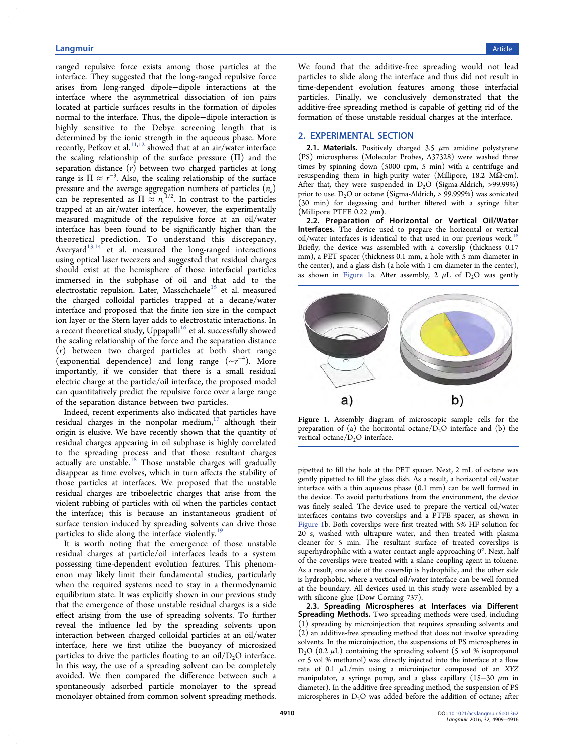ranged repulsive force exists among those particles at the interface. They suggested that the long-ranged repulsive force arises from long-ranged dipole−dipole interactions at the interface where the asymmetrical dissociation of ion pairs located at particle surfaces results in the formation of dipoles normal to the interface. Thus, the dipole−dipole interaction is highly sensitive to the Debye screening length that is determined by the ionic strength in the aqueous phase. More recently, Petkov et al.[11,12] showed that at an air/water interface the scaling relationship of the surface pressure (Π) and the separation distance ($r$) between two charged particles at long range is $\Pi \approx r^{-3}$. Also, the scaling relationship of the surface pressure and the average aggregation numbers of particles ($n_a$) can be represented as $\Pi \approx n_a^{1/2}$. In contrast to the particles trapped at an air/water interface, however, the experimentally measured magnitude of the repulsive force at an oil/water interface has been found to be significantly higher than the theoretical prediction. To understand this discrepancy, Averyard[13,14] et al. measured the long-ranged interactions using optical laser tweezers and suggested that residual charges should exist at the hemisphere of those interfacial particles immersed in the subphase of oil and that add to the electrostatic repulsion. Later, Masschchaele[15] et al. measured the charged colloidal particles trapped at a decane/water interface and proposed that the finite ion size in the compact ion layer or the Stern layer adds to electrostatic interactions. In a recent theoretical study, Uppapalli[16] et al. successfully showed the scaling relationship of the force and the separation distance ($r$) between two charged particles at both short range (exponential dependence) and long range ($\sim r^{-4}$). More importantly, if we consider that there is a small residual electric charge at the particle/oil interface, the proposed model can quantitatively predict the repulsive force over a large range of the separation distance between two particles.

Indeed, recent experiments also indicated that particles have residual charges in the nonpolar medium,[17] although their origin is elusive. We have recently shown that the quantity of residual charges appearing in oil subphase is highly correlated to the spreading process and that those resultant charges actually are unstable.[18] Those unstable charges will gradually disappear as time evolves, which in turn affects the stability of those particles at interfaces. We proposed that the unstable residual charges are triboelectric charges that arise from the violent rubbing of particles with oil when the particles contact the interface; this is because an instantaneous gradient of surface tension induced by spreading solvents can drive those particles to slide along the interface violently.[19]

It is worth noting that the emergence of those unstable residual charges at particle/oil interfaces leads to a system possessing time-dependent evolution features. This phenomenon may likely limit their fundamental studies, particularly when the required systems need to stay in a thermodynamic equilibrium state. It was explicitly shown in our previous study that the emergence of those unstable residual charges is a side effect arising from the use of spreading solvents. To further reveal the influence led by the spreading solvents upon interaction between charged colloidal particles at an oil/water interface, here we first utilize the buoyancy of microsized particles to drive the particles floating to an oil/$D_2O$ interface. In this way, the use of a spreading solvent can be completely avoided. We then compared the difference between such a spontaneously adsorbed particle monolayer to the spread monolayer obtained from common solvent spreading methods. We found that the additive-free spreading would not lead particles to slide along the interface and thus did not result in time-dependent evolution features among those interfacial particles. Finally, we conclusively demonstrated that the additive-free spreading method is capable of getting rid of the formation of those unstable residual charges at the interface.

## 2. EXPERIMENTAL SECTION

**2.1. Materials.** Positively charged 3.5 μm amidine polystyrene (PS) microspheres (Molecular Probes, A37328) were washed three times by spinning down (5000 rpm, 5 min) with a centrifuge and resuspending them in high-purity water (Millipore, 18.2 MΩ·cm). After that, they were suspended in $D_2O$ (Sigma-Aldrich, >99.99%) prior to use. $D_2O$ or octane (Sigma-Aldrich, > 99.999%) was sonicated (30 min) for degassing and further filtered with a syringe filter (Millipore PTFE 0.22 μm).

**2.2. Preparation of Horizontal or Vertical Oil/Water Interfaces.** The device used to prepare the horizontal or vertical oil/water interfaces is identical to that used in our previous work.[18] Briefly, the device was assembled with a coverslip (thickness 0.17 mm), a PET spacer (thickness 0.1 mm, a hole with 5 mm diameter in the center), and a glass dish (a hole with 1 cm diameter in the center), as shown in Figure 1a. After assembly, 2 μL of $D_2O$ was gently pipetted to fill the hole at the PET spacer. Next, 2 mL of octane was gently pipetted to fill the glass dish. As a result, a horizontal oil/water interface with a thin aqueous phase (0.1 mm) can be well formed in the device. To avoid perturbations from the environment, the device was finely sealed. The device used to prepare the vertical oil/water interfaces contains two coverslips and a PTFE spacer, as shown in Figure 1b. Both coverslips were first treated with 5% HF solution for 20 s, washed with ultrapure water, and then treated with plasma cleaner for 5 min. The resultant surface of treated coverslips is superhydrophilic with a water contact angle approaching 0°. Next, half of the coverslips were treated with a silane coupling agent in toluene. As a result, one side of the coverslip is hydrophilic, and the other side is hydrophobic, where a vertical oil/water interface can be well formed at the boundary. All devices used in this study were assembled by a with silicone glue (Dow Corning 737).

Figure 1. Assembly diagram of microscopic sample cells for the preparation of (a) the horizontal octane/$D_2O$ interface and (b) the vertical octane/$D_2O$ interface.

**2.3. Spreading Microspheres at Interfaces via Different Spreading Methods.** Two spreading methods were used, including (1) spreading by microinjection that requires spreading solvents and (2) an additive-free spreading method that does not involve spreading solvents. In the microinjection, the suspensions of PS microspheres in $D_2O$ (0.2 μL) containing the spreading solvent (5 vol % isopropanol or 5 vol % methanol) was directly injected into the interface at a flow rate of 0.1 μL/min using a microinjector composed of an $XYZ$ manipulator, a syringe pump, and a glass capillary (15−30 μm in diameter). In the additive-free spreading method, the suspension of PS microspheres in $D_2O$ was added before the addition of octane; after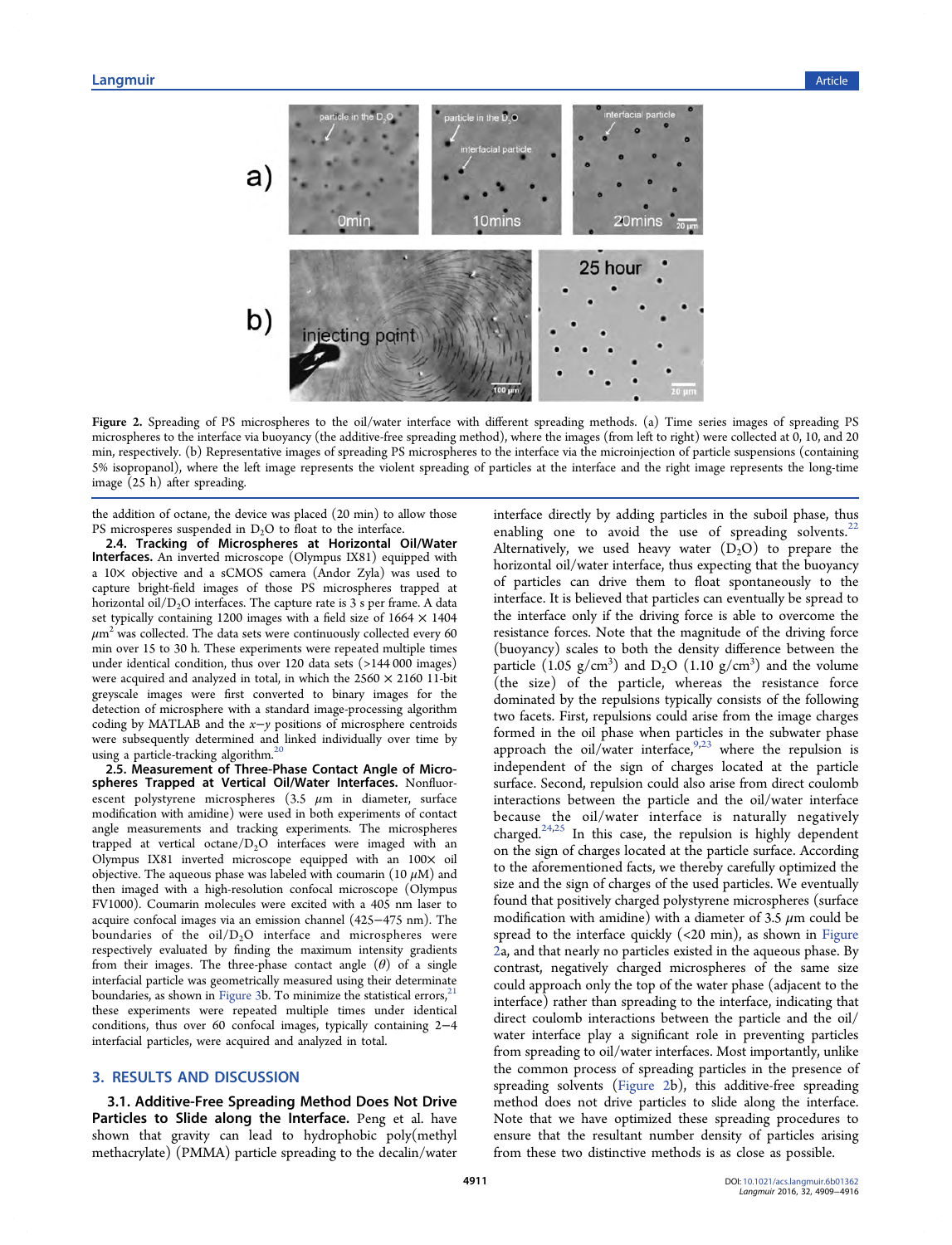Figure 2. Spreading of PS microspheres to the oil/water interface with different spreading methods. (a) Time series images of spreading PS microspheres to the interface via buoyancy (the additive-free spreading method), where the images (from left to right) were collected at 0, 10, and 20 min, respectively. (b) Representative images of spreading PS microspheres to the interface via the microinjection of particle suspensions (containing 5% isopropanol), where the left image represents the violent spreading of particles at the interface and the right image represents the long-time image (25 h) after spreading.

the addition of octane, the device was placed (20 min) to allow those PS microsperes suspended in $D_2O$ to float to the interface.

**2.4. Tracking of Microspheres at Horizontal Oil/Water Interfaces.** An inverted microscope (Olympus IX81) equipped with a 10× objective and a sCMOS camera (Andor Zyla) was used to capture bright-field images of those PS microspheres trapped at horizontal oil/$D_2O$ interfaces. The capture rate is 3 s per frame. A data set typically containing 1200 images with a field size of 1664 × 1404 $\mu m^2$ was collected. The data sets were continuously collected every 60 min over 15 to 30 h. These experiments were repeated multiple times under identical condition, thus over 120 data sets (>144 000 images) were acquired and analyzed in total, in which the 2560 × 2160 11-bit greyscale images were first converted to binary images for the detection of microsphere with a standard image-processing algorithm coding by MATLAB and the $x-y$ positions of microsphere centroids were subsequently determined and linked individually over time by using a particle-tracking algorithm.[20]

**2.5. Measurement of Three-Phase Contact Angle of Microspheres Trapped at Vertical Oil/Water Interfaces.** Nonfluorescent polystyrene microspheres (3.5 $\mu$m in diameter, surface modification with amidine) were used in both experiments of contact angle measurements and tracking experiments. The microspheres trapped at vertical octane/$D_2O$ interfaces were imaged with an Olympus IX81 inverted microscope equipped with an 100× oil objective. The aqueous phase was labeled with coumarin (10 $\mu$M) and then imaged with a high-resolution confocal microscope (Olympus FV1000). Coumarin molecules were excited with a 405 nm laser to acquire confocal images via an emission channel (425−475 nm). The boundaries of the oil/$D_2O$ interface and microspheres were respectively evaluated by finding the maximum intensity gradients from their images. The three-phase contact angle ($\theta$) of a single interfacial particle was geometrically measured using their determinate boundaries, as shown in Figure 3b. To minimize the statistical errors,[21] these experiments were repeated multiple times under identical conditions, thus over 60 confocal images, typically containing 2−4 interfacial particles, were acquired and analyzed in total.

## 3. RESULTS AND DISCUSSION

### 3.1. Additive-Free Spreading Method Does Not Drive Particles to Slide along the Interface.

Peng et al. have shown that gravity can lead to hydrophobic poly(methyl methacrylate) (PMMA) particle spreading to the decalin/water interface directly by adding particles in the suboil phase, thus enabling one to avoid the use of spreading solvents.[22] Alternatively, we used heavy water ($D_2O$) to prepare the horizontal oil/water interface, thus expecting that the buoyancy of particles can drive them to float spontaneously to the interface. It is believed that particles can eventually be spread to the interface only if the driving force is able to overcome the resistance forces. Note that the magnitude of the driving force (buoyancy) scales to both the density difference between the particle (1.05 g/cm$^3$) and $D_2O$ (1.10 g/cm$^3$) and the volume (the size) of the particle, whereas the resistance force dominated by the repulsions typically consists of the following two facets. First, repulsions could arise from the image charges formed in the oil phase when particles in the subwater phase approach the oil/water interface,[9,23] where the repulsion is independent of the sign of charges located at the particle surface. Second, repulsion could also arise from direct coulomb interactions between the particle and the oil/water interface because the oil/water interface is naturally negatively charged.[24,25] In this case, the repulsion is highly dependent on the sign of charges located at the particle surface. According to the aforementioned facts, we thereby carefully optimized the size and the sign of charges of the used particles. We eventually found that positively charged polystyrene microspheres (surface modification with amidine) with a diameter of 3.5 $\mu$m could be spread to the interface quickly (<20 min), as shown in Figure 2a, and that nearly no particles existed in the aqueous phase. By contrast, negatively charged microspheres of the same size could approach only the top of the water phase (adjacent to the interface) rather than spreading to the interface, indicating that direct coulomb interactions between the particle and the oil/water interface play a significant role in preventing particles from spreading to oil/water interfaces. Most importantly, unlike the common process of spreading particles in the presence of spreading solvents (Figure 2b), this additive-free spreading method does not drive particles to slide along the interface. Note that we have optimized these spreading procedures to ensure that the resultant number density of particles arising from these two distinctive methods is as close as possible.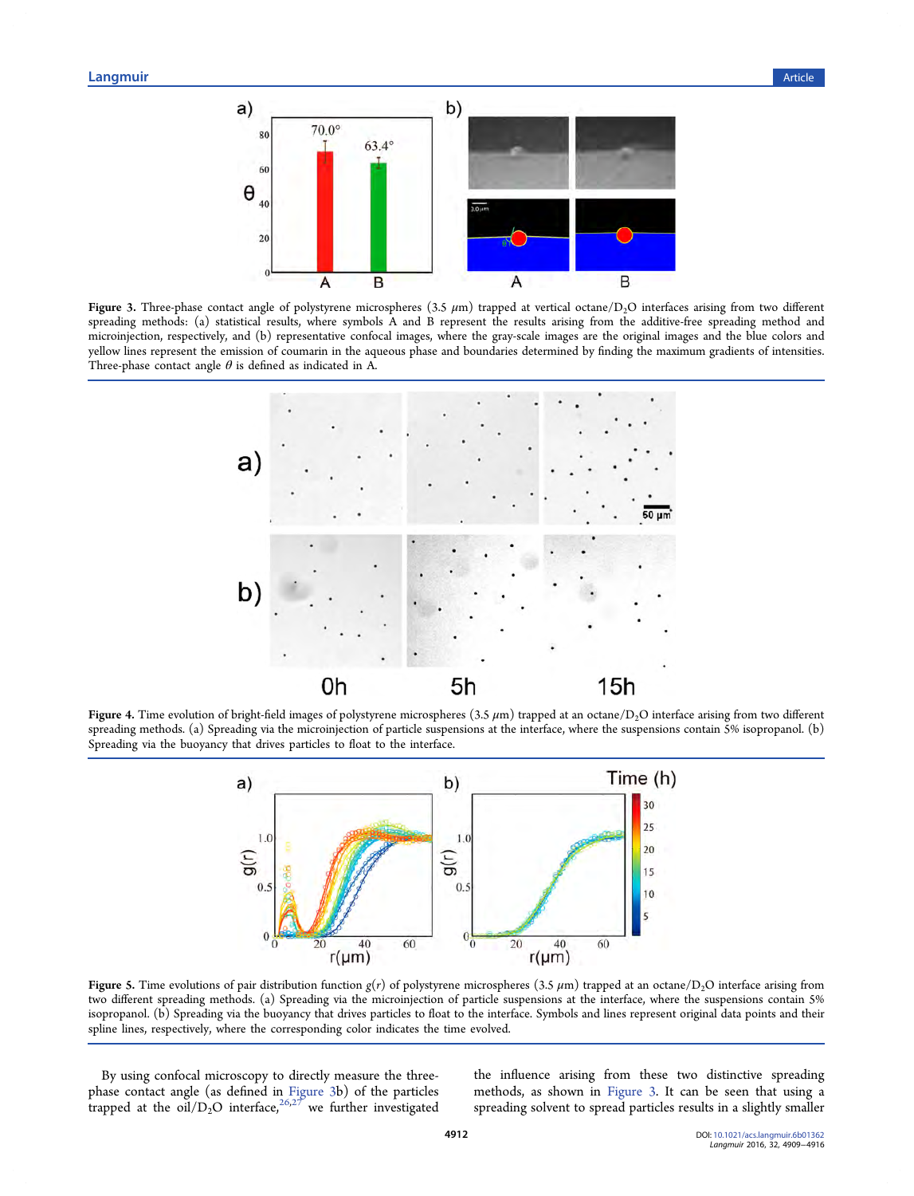Figure 3. Three-phase contact angle of polystyrene microspheres (3.5 $\mu$m) trapped at vertical octane/$D_2O$ interfaces arising from two different spreading methods: (a) statistical results, where symbols A and B represent the results arising from the additive-free spreading method and microinjection, respectively, and (b) representative confocal images, where the gray-scale images are the original images and the blue colors and yellow lines represent the emission of coumarin in the aqueous phase and boundaries determined by finding the maximum gradients of intensities. Three-phase contact angle $\theta$ is defined as indicated in A.

Figure 4. Time evolution of bright-field images of polystyrene microspheres (3.5 $\mu$m) trapped at an octane/$D_2O$ interface arising from two different spreading methods. (a) Spreading via the microinjection of particle suspensions at the interface, where the suspensions contain 5% isopropanol. (b) Spreading via the buoyancy that drives particles to float to the interface.

Figure 5. Time evolutions of pair distribution function $g(r)$ of polystyrene microspheres (3.5 $\mu$m) trapped at an octane/$D_2O$ interface arising from two different spreading methods. (a) Spreading via the microinjection of particle suspensions at the interface, where the suspensions contain 5% isopropanol. (b) Spreading via the buoyancy that drives particles to float to the interface. Symbols and lines represent original data points and their spline lines, respectively, where the corresponding color indicates the time evolved.

By using confocal microscopy to directly measure the three-phase contact angle (as defined in Figure 3b) of the particles trapped at the oil/$D_2O$ interface,[26,27] we further investigated the influence arising from these two distinctive spreading methods, as shown in Figure 3. It can be seen that using a spreading solvent to spread particles results in a slightly smaller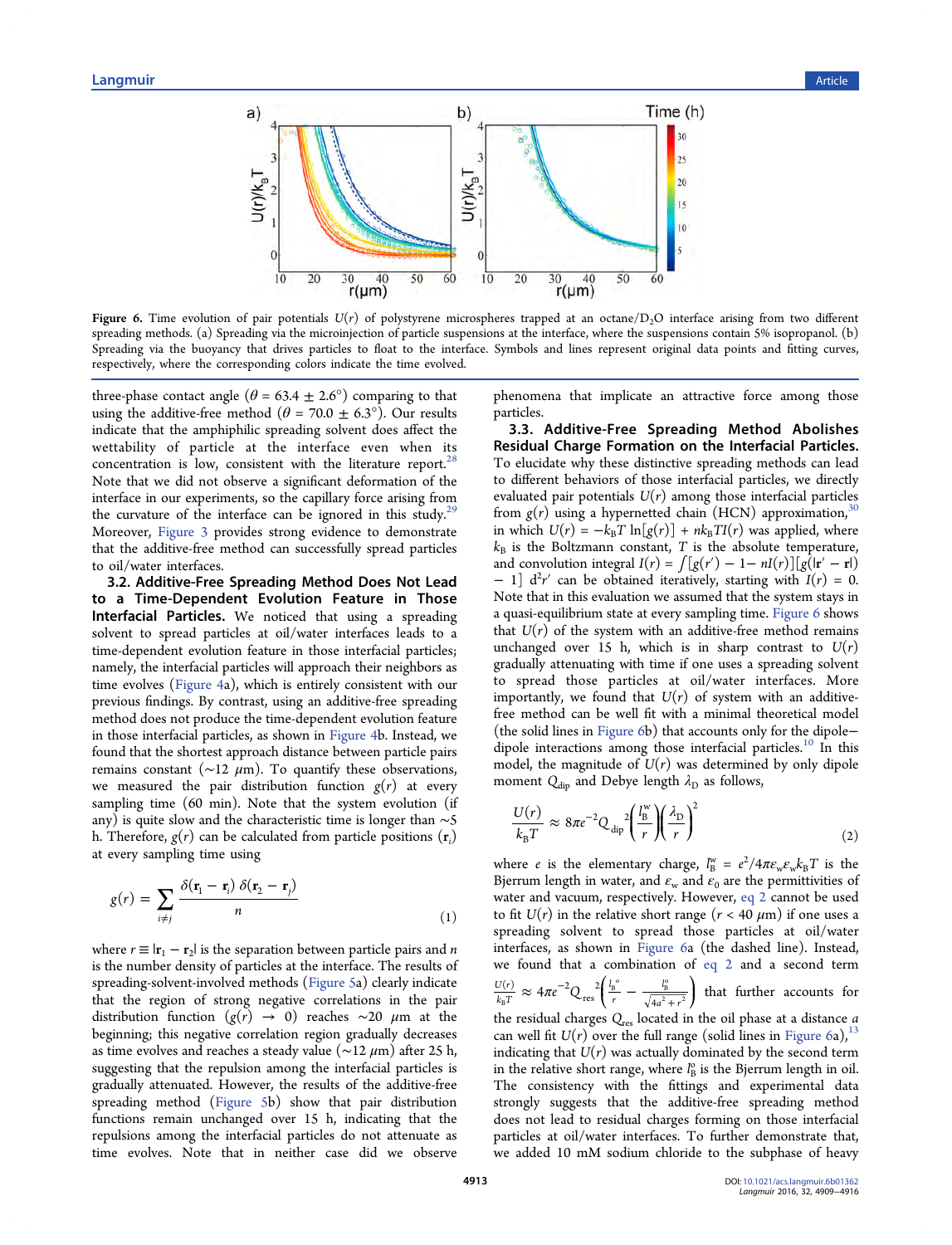Figure 6. Time evolution of pair potentials $U(r)$ of polystyrene microspheres trapped at an octane/$D_2O$ interface arising from two different spreading methods. (a) Spreading via the microinjection of particle suspensions at the interface, where the suspensions contain 5% isopropanol. (b) Spreading via the buoyancy that drives particles to float to the interface. Symbols and lines represent original data points and fitting curves, respectively, where the corresponding colors indicate the time evolved.

three-phase contact angle ($\theta = 63.4 \pm 2.6°$) comparing to that using the additive-free method ($\theta = 70.0 \pm 6.3°$). Our results indicate that the amphiphilic spreading solvent does affect the wettability of particle at the interface even when its concentration is low, consistent with the literature report.[28] Note that we did not observe a significant deformation of the interface in our experiments, so the capillary force arising from the curvature of the interface can be ignored in this study.[29] Moreover, Figure 3 provides strong evidence to demonstrate that the additive-free method can successfully spread particles to oil/water interfaces.

### 3.2. Additive-Free Spreading Method Does Not Lead to a Time-Dependent Evolution Feature in Those Interfacial Particles.

We noticed that using a spreading solvent to spread particles at oil/water interfaces leads to a time-dependent evolution feature in those interfacial particles; namely, the interfacial particles will approach their neighbors as time evolves (Figure 4a), which is entirely consistent with our previous findings. By contrast, using an additive-free spreading method does not produce the time-dependent evolution feature in those interfacial particles, as shown in Figure 4b. Instead, we found that the shortest approach distance between particle pairs remains constant (~12 $\mu$m). To quantify these observations, we measured the pair distribution function $g(r)$ at every sampling time (60 min). Note that the system evolution (if any) is quite slow and the characteristic time is longer than ~5 h. Therefore, $g(r)$ can be calculated from particle positions ($\mathbf{r}_i$) at every sampling time using

$$g(r) = \sum_{i \neq j} \frac{\delta(\mathbf{r}_1 - \mathbf{r}_i)\, \delta(\mathbf{r}_2 - \mathbf{r}_j)}{n} \tag{1}$$

where $r \equiv |\mathbf{r}_1 - \mathbf{r}_2|$ is the separation between particle pairs and $n$ is the number density of particles at the interface. The results of spreading-solvent-involved methods (Figure 5a) clearly indicate that the region of strong negative correlations in the pair distribution function ($g(r) \to 0$) reaches ~20 $\mu$m at the beginning; this negative correlation region gradually decreases as time evolves and reaches a steady value (~12 $\mu$m) after 25 h, suggesting that the repulsion among the interfacial particles is gradually attenuated. However, the results of the additive-free spreading method (Figure 5b) show that pair distribution functions remain unchanged over 15 h, indicating that the repulsions among the interfacial particles do not attenuate as time evolves. Note that in neither case did we observe phenomena that implicate an attractive force among those particles.

### 3.3. Additive-Free Spreading Method Abolishes Residual Charge Formation on the Interfacial Particles.

To elucidate why these distinctive spreading methods can lead to different behaviors of those interfacial particles, we directly evaluated pair potentials $U(r)$ among those interfacial particles from $g(r)$ using a hypernetted chain (HCN) approximation,[30] in which $U(r) = -k_BT \ln[g(r)] + nk_BTI(r)$ was applied, where $k_B$ is the Boltzmann constant, $T$ is the absolute temperature, and convolution integral $I(r) = \int [g(r') - 1 - nI(r)][g(|\mathbf{r}' - \mathbf{r}|) - 1]\, d^2r'$ can be obtained iteratively, starting with $I(r) = 0$. Note that in this evaluation we assumed that the system stays in a quasi-equilibrium state at every sampling time. Figure 6 shows that $U(r)$ of the system with an additive-free method remains unchanged over 15 h, which is in sharp contrast to $U(r)$ gradually attenuating with time if one uses a spreading solvent to spread those particles at oil/water interfaces. More importantly, we found that $U(r)$ of system with an additive-free method can be well fit with a minimal theoretical model (the solid lines in Figure 6b) that accounts only for the dipole−dipole interactions among those interfacial particles.[10] In this model, the magnitude of $U(r)$ was determined by only dipole moment $Q_{dip}$ and Debye length $\lambda_D$ as follows,

$$\frac{U(r)}{k_BT} \approx 8\pi e^{-2} Q_{dip}^{\ 2} \left(\frac{l_B^w}{r}\right)\left(\frac{\lambda_D}{r}\right)^2 \tag{2}$$

where $e$ is the elementary charge, $l_B^w = e^2/4\pi\varepsilon_w\varepsilon_w k_BT$ is the Bjerrum length in water, and $\varepsilon_w$ and $\varepsilon_0$ are the permittivities of water and vacuum, respectively. However, eq 2 cannot be used to fit $U(r)$ in the relative short range ($r < 40$ $\mu$m) if one uses a spreading solvent to spread those particles at oil/water interfaces, as shown in Figure 6a (the dashed line). Instead, we found that a combination of eq 2 and a second term $\frac{U(r)}{k_BT} \approx 4\pi e^{-2} Q_{res}^{\ 2} \left(\frac{l_B^o}{r} - \frac{l_B^o}{\sqrt{4a^2 + r^2}}\right)$ that further accounts for the residual charges $Q_{res}$ located in the oil phase at a distance $a$ can well fit $U(r)$ over the full range (solid lines in Figure 6a),[13] indicating that $U(r)$ was actually dominated by the second term in the relative short range, where $l_B^o$ is the Bjerrum length in oil. The consistency with the fittings and experimental data strongly suggests that the additive-free spreading method does not lead to residual charges forming on those interfacial particles at oil/water interfaces. To further demonstrate that, we added 10 mM sodium chloride to the subphase of heavy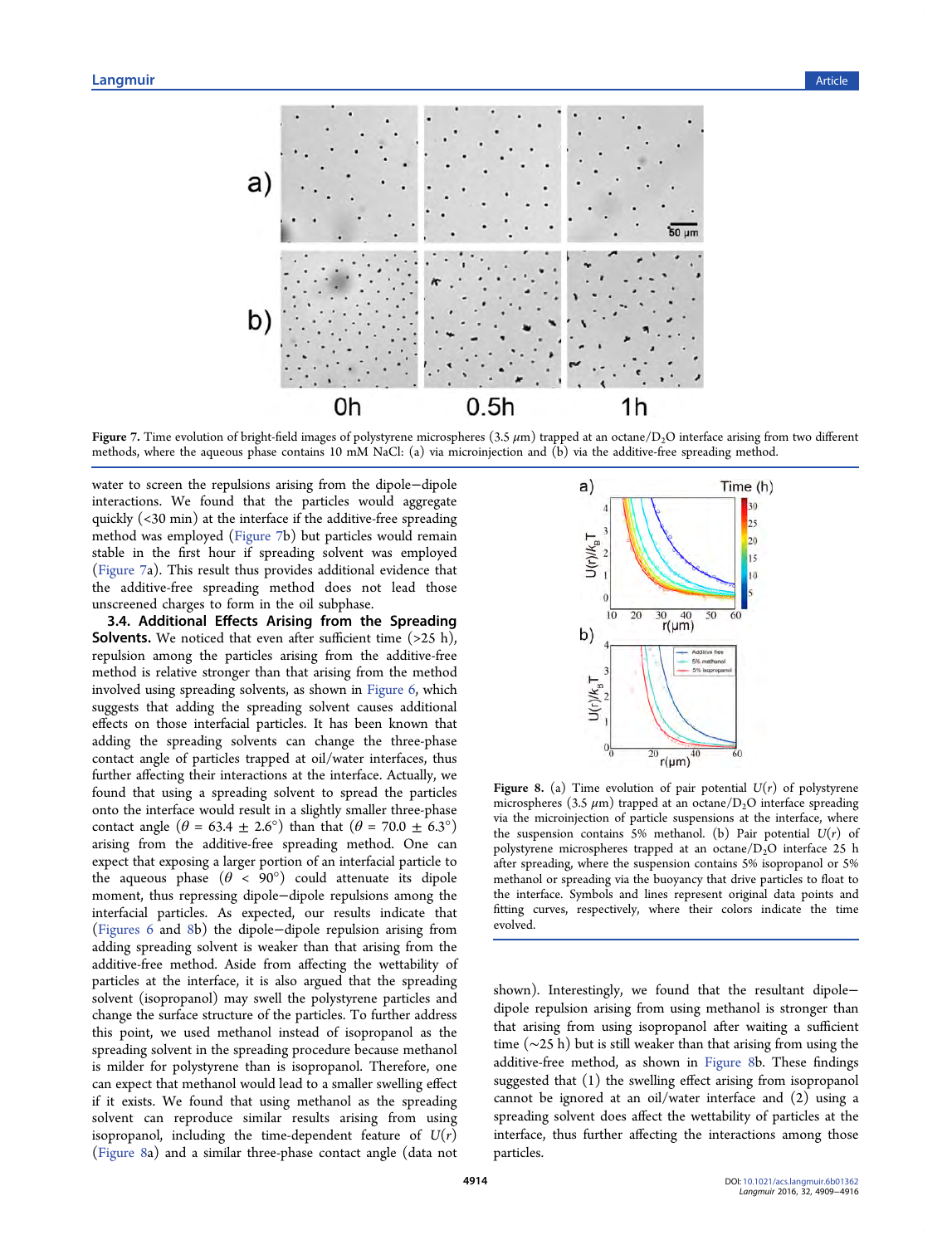Figure 7. Time evolution of bright-field images of polystyrene microspheres (3.5 $\mu$m) trapped at an octane/$D_2O$ interface arising from two different methods, where the aqueous phase contains 10 mM NaCl: (a) via microinjection and (b) via the additive-free spreading method.

water to screen the repulsions arising from the dipole−dipole interactions. We found that the particles would aggregate quickly (<30 min) at the interface if the additive-free spreading method was employed (Figure 7b) but particles would remain stable in the first hour if spreading solvent was employed (Figure 7a). This result thus provides additional evidence that the additive-free spreading method does not lead those unscreened charges to form in the oil subphase.

**3.4. Additional Effects Arising from the Spreading Solvents.** We noticed that even after sufficient time (>25 h), repulsion among the particles arising from the additive-free method is relative stronger than that arising from the method involved using spreading solvents, as shown in Figure 6, which suggests that adding the spreading solvent causes additional effects on those interfacial particles. It has been known that adding the spreading solvents can change the three-phase contact angle of particles trapped at oil/water interfaces, thus further affecting their interactions at the interface. Actually, we found that using a spreading solvent to spread the particles onto the interface would result in a slightly smaller three-phase contact angle ($\theta$ = 63.4 ± 2.6°) than that ($\theta$ = 70.0 ± 6.3°) arising from the additive-free spreading method. One can expect that exposing a larger portion of an interfacial particle to the aqueous phase ($\theta$ < 90°) could attenuate its dipole moment, thus repressing dipole−dipole repulsions among the interfacial particles. As expected, our results indicate that (Figures 6 and 8b) the dipole−dipole repulsion arising from adding spreading solvent is weaker than that arising from the additive-free method. Aside from affecting the wettability of particles at the interface, it is also argued that the spreading solvent (isopropanol) may swell the polystyrene particles and change the surface structure of the particles. To further address this point, we used methanol instead of isopropanol as the spreading solvent in the spreading procedure because methanol is milder for polystyrene than is isopropanol. Therefore, one can expect that methanol would lead to a smaller swelling effect if it exists. We found that using methanol as the spreading solvent can reproduce similar results arising from using isopropanol, including the time-dependent feature of $U(r)$ (Figure 8a) and a similar three-phase contact angle (data not shown). Interestingly, we found that the resultant dipole−dipole repulsion arising from using methanol is stronger than that arising from using isopropanol after waiting a sufficient time (~25 h) but is still weaker than that arising from using the additive-free method, as shown in Figure 8b. These findings suggested that (1) the swelling effect arising from isopropanol cannot be ignored at an oil/water interface and (2) using a spreading solvent does affect the wettability of particles at the interface, thus further affecting the interactions among those particles.

Figure 8. (a) Time evolution of pair potential $U(r)$ of polystyrene microspheres (3.5 $\mu$m) trapped at an octane/$D_2O$ interface spreading via the microinjection of particle suspensions at the interface, where the suspension contains 5% methanol. (b) Pair potential $U(r)$ of polystyrene microspheres trapped at an octane/$D_2O$ interface 25 h after spreading, where the suspension contains 5% isopropanol or 5% methanol or spreading via the buoyancy that drive particles to float to the interface. Symbols and lines represent original data points and fitting curves, respectively, where their colors indicate the time evolved.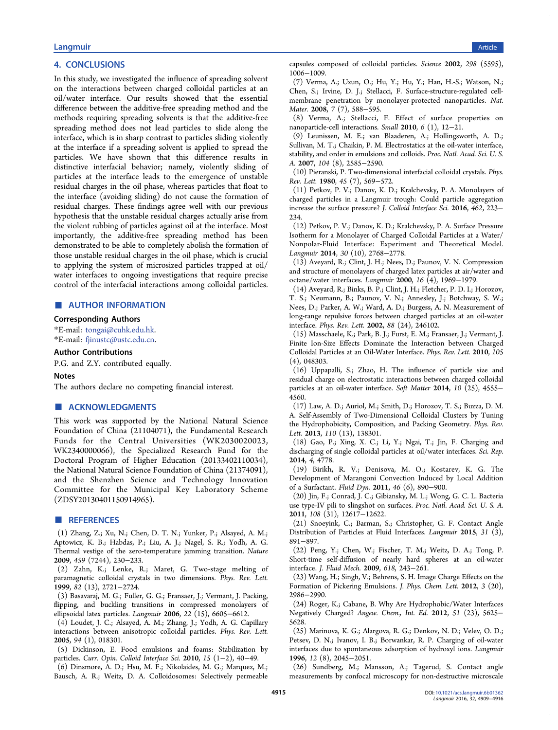## 4. CONCLUSIONS

In this study, we investigated the influence of spreading solvent on the interactions between charged colloidal particles at an oil/water interface. Our results showed that the essential difference between the additive-free spreading method and the methods requiring spreading solvents is that the additive-free spreading method does not lead particles to slide along the interface, which is in sharp contrast to particles sliding violently at the interface if a spreading solvent is applied to spread the particles. We have shown that this difference results in distinctive interfacial behavior; namely, violently sliding of particles at the interface leads to the emergence of unstable residual charges in the oil phase, whereas particles that float to the interface (avoiding sliding) do not cause the formation of residual charges. These findings agree well with our previous hypothesis that the unstable residual charges actually arise from the violent rubbing of particles against oil at the interface. Most importantly, the additive-free spreading method has been demonstrated to be able to completely abolish the formation of those unstable residual charges in the oil phase, which is crucial to applying the system of microsized particles trapped at oil/water interfaces to ongoing investigations that require precise control of the interfacial interactions among colloidal particles.

## ■ AUTHOR INFORMATION

### Corresponding Authors

*E-mail: tongai@cuhk.edu.hk.

*E-mail: fjinustc@ustc.edu.cn.

### Author Contributions

P.G. and Z.Y. contributed equally.

### Notes

The authors declare no competing financial interest.

## ■ ACKNOWLEDGMENTS

This work was supported by the National Natural Science Foundation of China (21104071), the Fundamental Research Funds for the Central Universities (WK2030020023, WK2340000066), the Specialized Research Fund for the Doctoral Program of Higher Education (20133402110034), the National Natural Science Foundation of China (21374091), and the Shenzhen Science and Technology Innovation Committee for the Municipal Key Laboratory Scheme (ZDSY20130401150914965).

## ■ REFERENCES

(1) Zhang, Z.; Xu, N.; Chen, D. T. N.; Yunker, P.; Alsayed, A. M.; Aptowicz, K. B.; Habdas, P.; Liu, A. J.; Nagel, S. R.; Yodh, A. G. Thermal vestige of the zero-temperature jamming transition. *Nature* **2009**, *459* (7244), 230−233.

(2) Zahn, K.; Lenke, R.; Maret, G. Two-stage melting of paramagnetic colloidal crystals in two dimensions. *Phys. Rev. Lett.* **1999**, *82* (13), 2721−2724.

(3) Basavaraj, M. G.; Fuller, G. G.; Fransaer, J.; Vermant, J. Packing, flipping, and buckling transitions in compressed monolayers of ellipsoidal latex particles. *Langmuir* **2006**, *22* (15), 6605−6612.

(4) Loudet, J. C.; Alsayed, A. M.; Zhang, J.; Yodh, A. G. Capillary interactions between anisotropic colloidal particles. *Phys. Rev. Lett.* **2005**, *94* (1), 018301.

(5) Dickinson, E. Food emulsions and foams: Stabilization by particles. *Curr. Opin. Colloid Interface Sci.* **2010**, *15* (1−2), 40−49.

(6) Dinsmore, A. D.; Hsu, M. F.; Nikolaides, M. G.; Marquez, M.; Bausch, A. R.; Weitz, D. A. Colloidosomes: Selectively permeable capsules composed of colloidal particles. *Science* **2002**, *298* (5595), 1006−1009.

(7) Verma, A.; Uzun, O.; Hu, Y.; Hu, Y.; Han, H.-S.; Watson, N.; Chen, S.; Irvine, D. J.; Stellacci, F. Surface-structure-regulated cell-membrane penetration by monolayer-protected nanoparticles. *Nat. Mater.* **2008**, *7* (7), 588−595.

(8) Verma, A.; Stellacci, F. Effect of surface properties on nanoparticle-cell interactions. *Small* **2010**, *6* (1), 12−21.

(9) Leunissen, M. E.; van Blaaderen, A.; Hollingsworth, A. D.; Sullivan, M. T.; Chaikin, P. M. Electrostatics at the oil-water interface, stability, and order in emulsions and colloids. *Proc. Natl. Acad. Sci. U. S. A.* **2007**, *104* (8), 2585−2590.

(10) Pieranski, P. Two-dimensional interfacial colloidal crystals. *Phys. Rev. Lett.* **1980**, *45* (7), 569−572.

(11) Petkov, P. V.; Danov, K. D.; Kralchevsky, P. A. Monolayers of charged particles in a Langmuir trough: Could particle aggregation increase the surface pressure? *J. Colloid Interface Sci.* **2016**, *462*, 223−234.

(12) Petkov, P. V.; Danov, K. D.; Kralchevsky, P. A. Surface Pressure Isotherm for a Monolayer of Charged Colloidal Particles at a Water/Nonpolar-Fluid Interface: Experiment and Theoretical Model. *Langmuir* **2014**, *30* (10), 2768−2778.

(13) Aveyard, R.; Clint, J. H.; Nees, D.; Paunov, V. N. Compression and structure of monolayers of charged latex particles at air/water and octane/water interfaces. *Langmuir* **2000**, *16* (4), 1969−1979.

(14) Aveyard, R.; Binks, B. P.; Clint, J. H.; Fletcher, P. D. I.; Horozov, T. S.; Neumann, B.; Paunov, V. N.; Annesley, J.; Botchway, S. W.; Nees, D.; Parker, A. W.; Ward, A. D.; Burgess, A. N. Measurement of long-range repulsive forces between charged particles at an oil-water interface. *Phys. Rev. Lett.* **2002**, *88* (24), 246102.

(15) Masschaele, K.; Park, B. J.; Furst, E. M.; Fransaer, J.; Vermant, J. Finite Ion-Size Effects Dominate the Interaction between Charged Colloidal Particles at an Oil-Water Interface. *Phys. Rev. Lett.* **2010**, *105* (4), 048303.

(16) Uppapalli, S.; Zhao, H. The influence of particle size and residual charge on electrostatic interactions between charged colloidal particles at an oil-water interface. *Soft Matter* **2014**, *10* (25), 4555−4560.

(17) Law, A. D.; Auriol, M.; Smith, D.; Horozov, T. S.; Buzza, D. M. A. Self-Assembly of Two-Dimensional Colloidal Clusters by Tuning the Hydrophobicity, Composition, and Packing Geometry. *Phys. Rev. Lett.* **2013**, *110* (13), 138301.

(18) Gao, P.; Xing, X. C.; Li, Y.; Ngai, T.; Jin, F. Charging and discharging of single colloidal particles at oil/water interfaces. *Sci. Rep.* **2014**, *4*, 4778.

(19) Birikh, R. V.; Denisova, M. O.; Kostarev, K. G. The Development of Marangoni Convection Induced by Local Addition of a Surfactant. *Fluid Dyn.* **2011**, *46* (6), 890−900.

(20) Jin, F.; Conrad, J. C.; Gibiansky, M. L.; Wong, G. C. L. Bacteria use type-IV pili to slingshot on surfaces. *Proc. Natl. Acad. Sci. U. S. A.* **2011**, *108* (31), 12617−12622.

(21) Snoeyink, C.; Barman, S.; Christopher, G. F. Contact Angle Distribution of Particles at Fluid Interfaces. *Langmuir* **2015**, *31* (3), 891−897.

(22) Peng, Y.; Chen, W.; Fischer, T. M.; Weitz, D. A.; Tong, P. Short-time self-diffusion of nearly hard spheres at an oil-water interface. *J. Fluid Mech.* **2009**, *618*, 243−261.

(23) Wang, H.; Singh, V.; Behrens, S. H. Image Charge Effects on the Formation of Pickering Emulsions. *J. Phys. Chem. Lett.* **2012**, *3* (20), 2986−2990.

(24) Roger, K.; Cabane, B. Why Are Hydrophobic/Water Interfaces Negatively Charged? *Angew. Chem., Int. Ed.* **2012**, *51* (23), 5625−5628.

(25) Marinova, K. G.; Alargova, R. G.; Denkov, N. D.; Velev, O. D.; Petsev, D. N.; Ivanov, I. B.; Borwankar, R. P. Charging of oil-water interfaces due to spontaneous adsorption of hydroxyl ions. *Langmuir* **1996**, *12* (8), 2045−2051.

(26) Sundberg, M.; Mansson, A.; Tagerud, S. Contact angle measurements by confocal microscopy for non-destructive microscale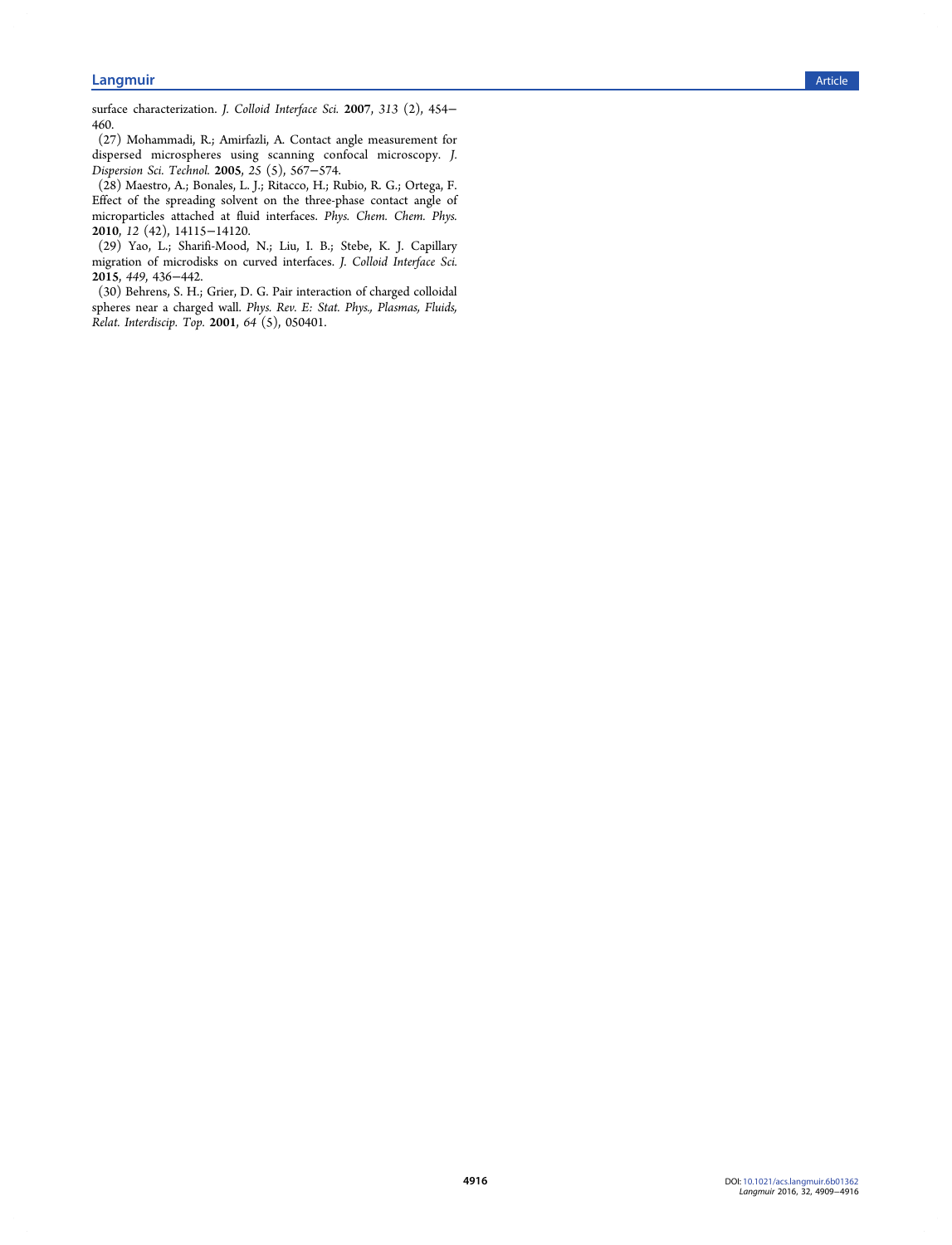surface characterization. *J. Colloid Interface Sci.* **2007**, *313* (2), 454−460.

(27) Mohammadi, R.; Amirfazli, A. Contact angle measurement for dispersed microspheres using scanning confocal microscopy. *J. Dispersion Sci. Technol.* **2005**, *25* (5), 567−574.

(28) Maestro, A.; Bonales, L. J.; Ritacco, H.; Rubio, R. G.; Ortega, F. Effect of the spreading solvent on the three-phase contact angle of microparticles attached at fluid interfaces. *Phys. Chem. Chem. Phys.* **2010**, *12* (42), 14115−14120.

(29) Yao, L.; Sharifi-Mood, N.; Liu, I. B.; Stebe, K. J. Capillary migration of microdisks on curved interfaces. *J. Colloid Interface Sci.* **2015**, *449*, 436−442.

(30) Behrens, S. H.; Grier, D. G. Pair interaction of charged colloidal spheres near a charged wall. *Phys. Rev. E: Stat. Phys., Plasmas, Fluids, Relat. Interdiscip. Top.* **2001**, *64* (5), 050401.